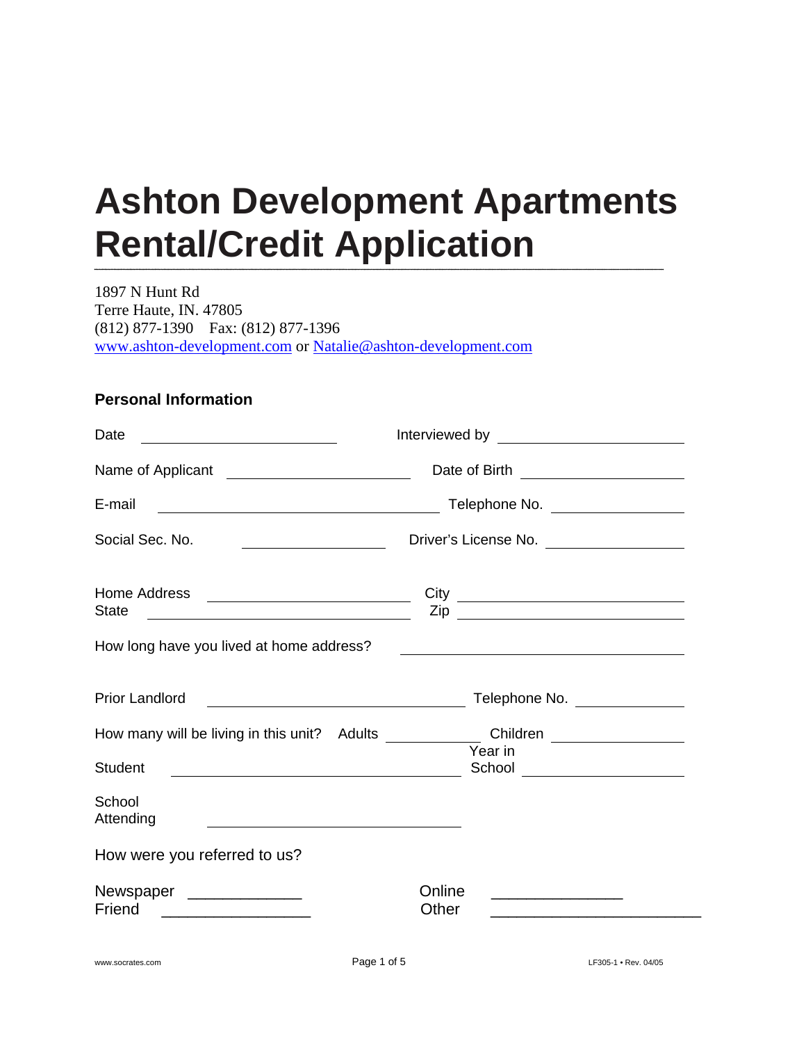# Ashton Development Apartments Rental/Credit Application

1897 N Hunt Rd
Terre Haute, IN. 47805
(812) 877-1390 Fax: (812) 877-1396
www.ashton-development.com or Natalie@ashton-development.com

### Personal Information

Date ______________________ Interviewed by ______________________

Name of Applicant ______________________ Date of Birth ______________________

E-mail ______________________ Telephone No. ______________________

Social Sec. No. ______________________ Driver's License No. ______________________

Home Address ______________________ City ______________________
State ______________________ Zip ______________________

How long have you lived at home address? ______________________

Prior Landlord ______________________ Telephone No. ______________________

How many will be living in this unit? Adults ____________ Children ______________

Student ______________________ Year in School ______________________

School Attending ______________________

How were you referred to us?

Newspaper _____________ Online _______________
Friend _________________ Other ________________________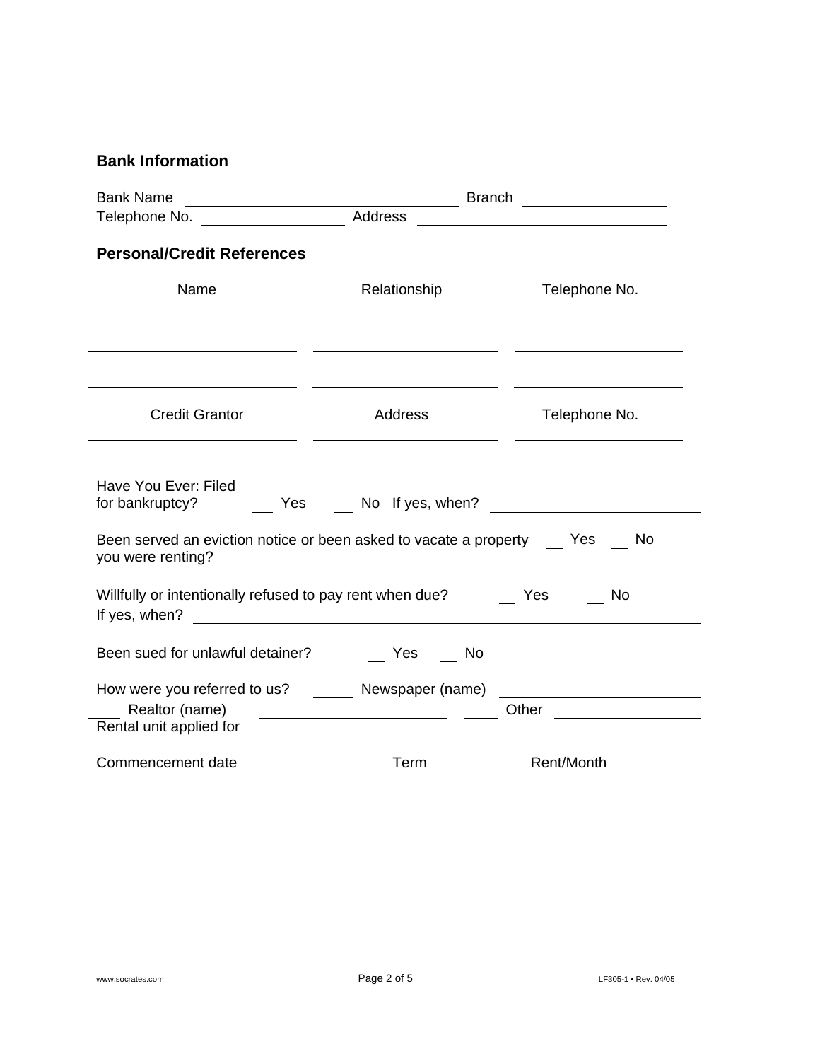## Bank Information

Bank Name \_\_\_\_\_\_\_\_\_\_\_\_\_\_\_\_\_\_\_\_\_\_\_\_\_\_\_\_\_\_ Branch \_\_\_\_\_\_\_\_\_\_\_\_\_\_\_\_

Telephone No. \_\_\_\_\_\_\_\_\_\_\_\_\_\_\_\_ Address \_\_\_\_\_\_\_\_\_\_\_\_\_\_\_\_\_\_\_\_\_\_\_\_\_\_\_\_

## Personal/Credit References

| Name | Relationship | Telephone No. |
|---|---|---|
| | | |
| | | |
| | | |

| Credit Grantor | Address | Telephone No. |
|---|---|---|
| | | |

Have You Ever: Filed for bankruptcy? \_\_ Yes \_\_ No If yes, when? \_\_\_\_\_\_\_\_\_\_\_\_\_\_\_\_\_\_\_\_

Been served an eviction notice or been asked to vacate a property you were renting? \_\_ Yes \_\_ No

Willfully or intentionally refused to pay rent when due? \_\_ Yes \_\_ No

If yes, when? \_\_\_\_\_\_\_\_\_\_\_\_\_\_\_\_\_\_\_\_\_\_\_\_\_\_\_\_\_\_\_\_\_\_\_\_\_\_\_\_\_\_\_\_\_\_\_\_\_\_

Been sued for unlawful detainer? \_\_ Yes \_\_ No

How were you referred to us? \_\_\_\_ Newspaper (name) \_\_\_\_\_\_\_\_\_\_\_\_\_\_\_\_\_\_\_\_

\_\_\_\_ Realtor (name) \_\_\_\_\_\_\_\_\_\_\_\_\_\_\_\_\_\_\_\_ \_\_\_\_ Other \_\_\_\_\_\_\_\_\_\_\_\_\_\_\_\_

Rental unit applied for \_\_\_\_\_\_\_\_\_\_\_\_\_\_\_\_\_\_\_\_\_\_\_\_\_\_\_\_\_\_\_\_\_\_\_\_\_\_\_\_\_\_\_\_

Commencement date \_\_\_\_\_\_\_\_\_\_\_\_ Term \_\_\_\_\_\_\_\_\_ Rent/Month \_\_\_\_\_\_\_\_\_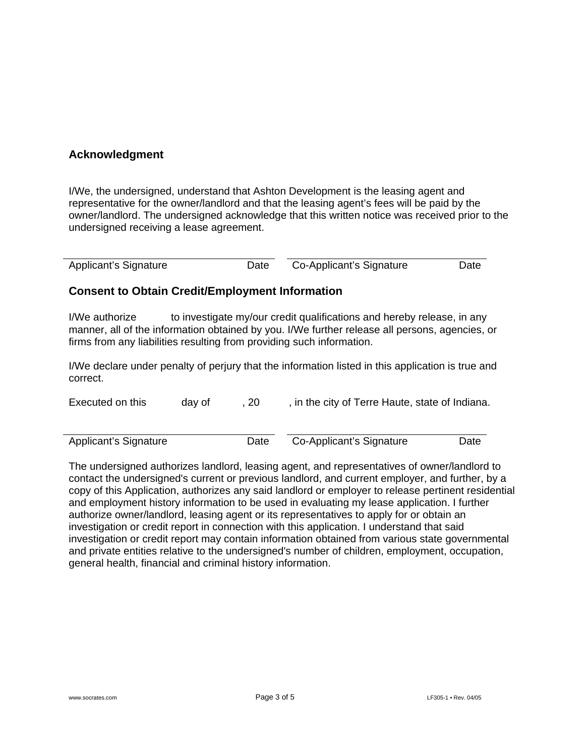## Acknowledgment

I/We, the undersigned, understand that Ashton Development is the leasing agent and representative for the owner/landlord and that the leasing agent's fees will be paid by the owner/landlord. The undersigned acknowledge that this written notice was received prior to the undersigned receiving a lease agreement.

| Applicant's Signature | Date | Co-Applicant's Signature | Date |
|---|---|---|---|

## Consent to Obtain Credit/Employment Information

I/We authorize            to investigate my/our credit qualifications and hereby release, in any manner, all of the information obtained by you. I/We further release all persons, agencies, or firms from any liabilities resulting from providing such information.

I/We declare under penalty of perjury that the information listed in this application is true and correct.

Executed on this            day of            , 20            , in the city of Terre Haute, state of Indiana.

| Applicant's Signature | Date | Co-Applicant's Signature | Date |
|---|---|---|---|

The undersigned authorizes landlord, leasing agent, and representatives of owner/landlord to contact the undersigned's current or previous landlord, and current employer, and further, by a copy of this Application, authorizes any said landlord or employer to release pertinent residential and employment history information to be used in evaluating my lease application. I further authorize owner/landlord, leasing agent or its representatives to apply for or obtain an investigation or credit report in connection with this application. I understand that said investigation or credit report may contain information obtained from various state governmental and private entities relative to the undersigned's number of children, employment, occupation, general health, financial and criminal history information.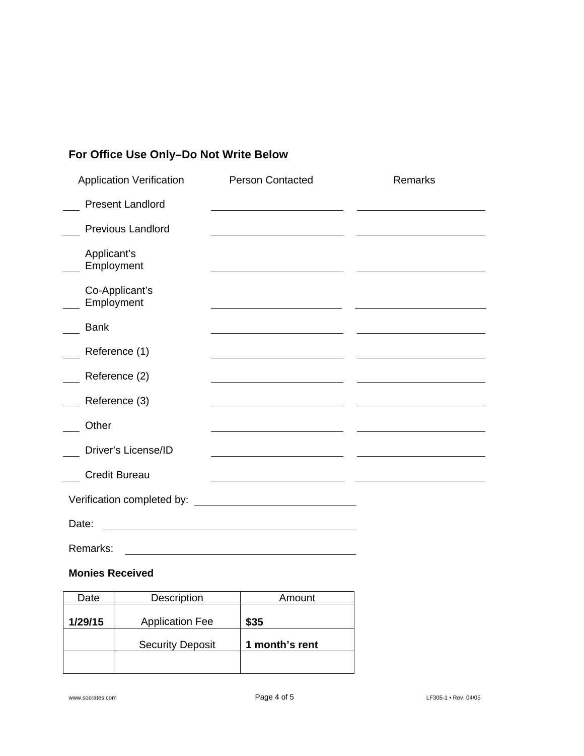## For Office Use Only–Do Not Write Below

| Application Verification | Person Contacted | Remarks |
|---|---|---|
| ___ Present Landlord | | |
| ___ Previous Landlord | | |
| ___ Applicant's Employment | | |
| ___ Co-Applicant's Employment | | |
| ___ Bank | | |
| ___ Reference (1) | | |
| ___ Reference (2) | | |
| ___ Reference (3) | | |
| ___ Other | | |
| ___ Driver's License/ID | | |
| ___ Credit Bureau | | |

Verification completed by: ______________________________

Date: ______________________________

Remarks: ______________________________

**Monies Received**

| Date | Description | Amount |
|---|---|---|
| **1/29/15** | Application Fee | **$35** |
| | Security Deposit | **1 month's rent** |
| | | |

www.socrates.com LF305-1 • Rev. 04/05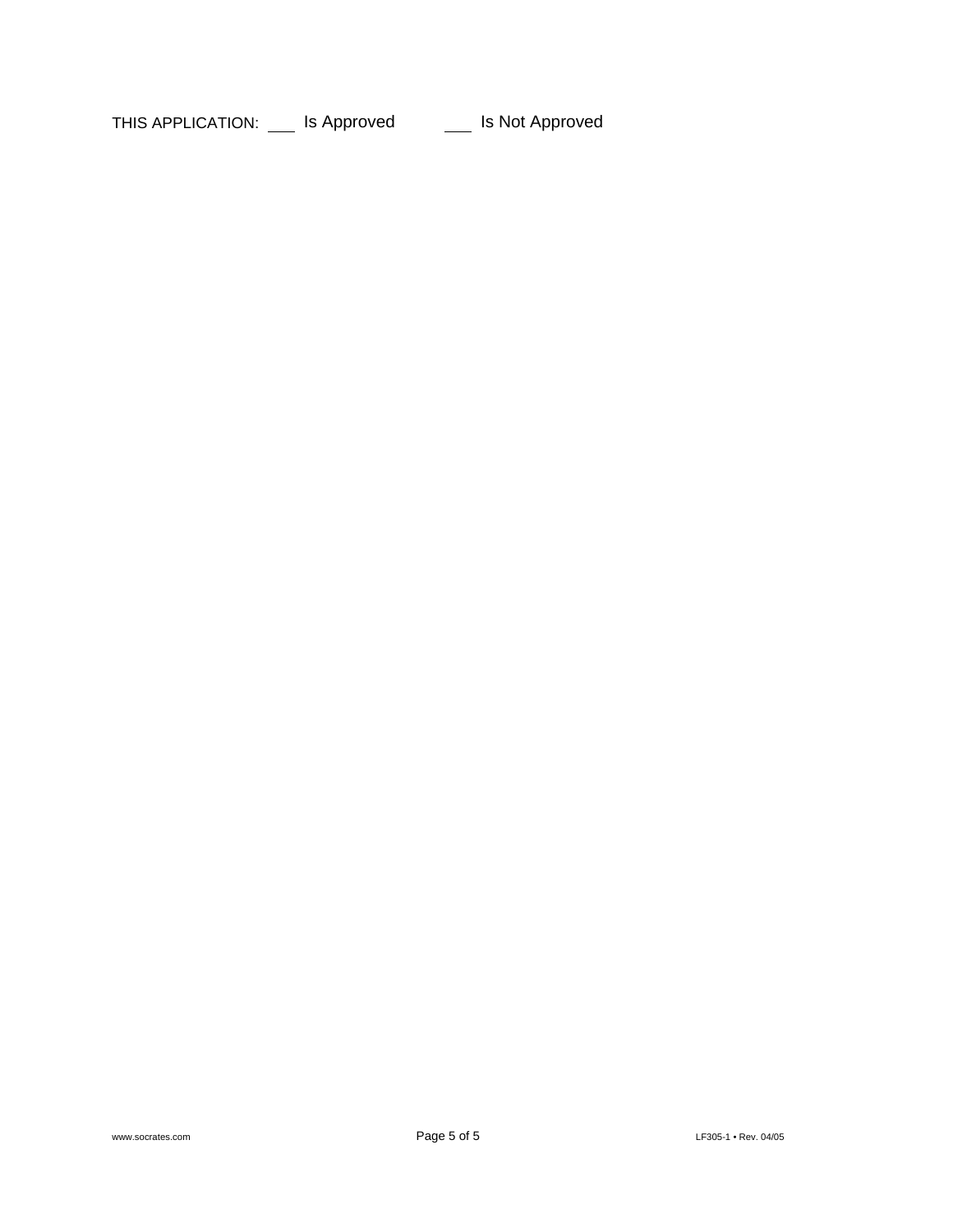THIS APPLICATION: ___ Is Approved ___ Is Not Approved